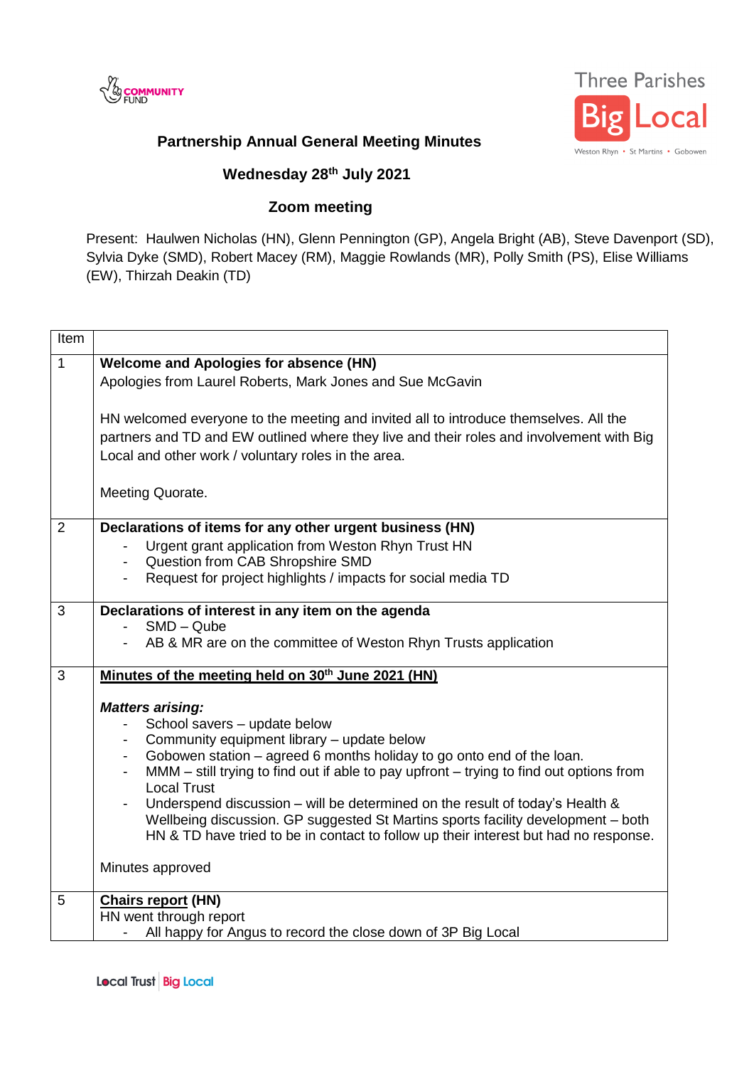**Partnership Annual General Meeting Minutes**

**Wednesday 28th July 2021**

**Zoom meeting**

Present: Haulwen Nicholas (HN), Glenn Pennington (GP), Angela Bright (AB), Steve Davenport (SD), Sylvia Dyke (SMD), Robert Macey (RM), Maggie Rowlands (MR), Polly Smith (PS), Elise Williams (EW), Thirzah Deakin (TD)

| Item | |
|---|---|
| 1 | **Welcome and Apologies for absence (HN)**<br>Apologies from Laurel Roberts, Mark Jones and Sue McGavin<br><br>HN welcomed everyone to the meeting and invited all to introduce themselves. All the partners and TD and EW outlined where they live and their roles and involvement with Big Local and other work / voluntary roles in the area.<br><br>Meeting Quorate. |
| 2 | **Declarations of items for any other urgent business (HN)**<br>- Urgent grant application from Weston Rhyn Trust HN<br>- Question from CAB Shropshire SMD<br>- Request for project highlights / impacts for social media TD |
| 3 | **Declarations of interest in any item on the agenda**<br>- SMD – Qube<br>- AB & MR are on the committee of Weston Rhyn Trusts application |
| 3 | **Minutes of the meeting held on 30th June 2021 (HN)**<br><br>***Matters arising:***<br>- School savers – update below<br>- Community equipment library – update below<br>- Gobowen station – agreed 6 months holiday to go onto end of the loan.<br>- MMM – still trying to find out if able to pay upfront – trying to find out options from Local Trust<br>- Underspend discussion – will be determined on the result of today's Health & Wellbeing discussion. GP suggested St Martins sports facility development – both HN & TD have tried to be in contact to follow up their interest but had no response.<br><br>Minutes approved |
| 5 | **Chairs report (HN)**<br>HN went through report<br>- All happy for Angus to record the close down of 3P Big Local |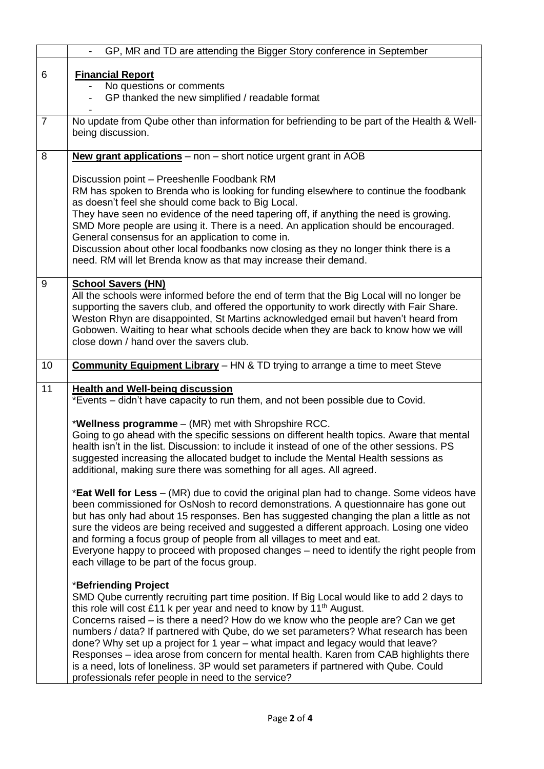| | |
|---|---|
| | - GP, MR and TD are attending the Bigger Story conference in September |
| 6 | **Financial Report**<br>- No questions or comments<br>- GP thanked the new simplified / readable format<br>- |
| 7 | No update from Qube other than information for befriending to be part of the Health & Well-being discussion. |
| 8 | **New grant applications** – non – short notice urgent grant in AOB<br><br>Discussion point – Preeshenlle Foodbank RM<br>RM has spoken to Brenda who is looking for funding elsewhere to continue the foodbank as doesn't feel she should come back to Big Local.<br>They have seen no evidence of the need tapering off, if anything the need is growing.<br>SMD More people are using it. There is a need. An application should be encouraged.<br>General consensus for an application to come in.<br>Discussion about other local foodbanks now closing as they no longer think there is a need. RM will let Brenda know as that may increase their demand. |
| 9 | **School Savers (HN)**<br>All the schools were informed before the end of term that the Big Local will no longer be supporting the savers club, and offered the opportunity to work directly with Fair Share. Weston Rhyn are disappointed, St Martins acknowledged email but haven't heard from Gobowen. Waiting to hear what schools decide when they are back to know how we will close down / hand over the savers club. |
| 10 | **Community Equipment Library** – HN & TD trying to arrange a time to meet Steve |
| 11 | **Health and Well-being discussion**<br>*Events – didn't have capacity to run them, and not been possible due to Covid.<br><br>***Wellness programme** – (MR) met with Shropshire RCC.<br>Going to go ahead with the specific sessions on different health topics. Aware that mental health isn't in the list. Discussion: to include it instead of one of the other sessions. PS suggested increasing the allocated budget to include the Mental Health sessions as additional, making sure there was something for all ages. All agreed.<br><br>***Eat Well for Less** – (MR) due to covid the original plan had to change. Some videos have been commissioned for OsNosh to record demonstrations. A questionnaire has gone out but has only had about 15 responses. Ben has suggested changing the plan a little as not sure the videos are being received and suggested a different approach. Losing one video and forming a focus group of people from all villages to meet and eat.<br>Everyone happy to proceed with proposed changes – need to identify the right people from each village to be part of the focus group.<br><br>***Befriending Project**<br>SMD Qube currently recruiting part time position. If Big Local would like to add 2 days to this role will cost £11 k per year and need to know by 11th August.<br>Concerns raised – is there a need? How do we know who the people are? Can we get numbers / data? If partnered with Qube, do we set parameters? What research has been done? Why set up a project for 1 year – what impact and legacy would that leave?<br>Responses – idea arose from concern for mental health. Karen from CAB highlights there is a need, lots of loneliness. 3P would set parameters if partnered with Qube. Could professionals refer people in need to the service? |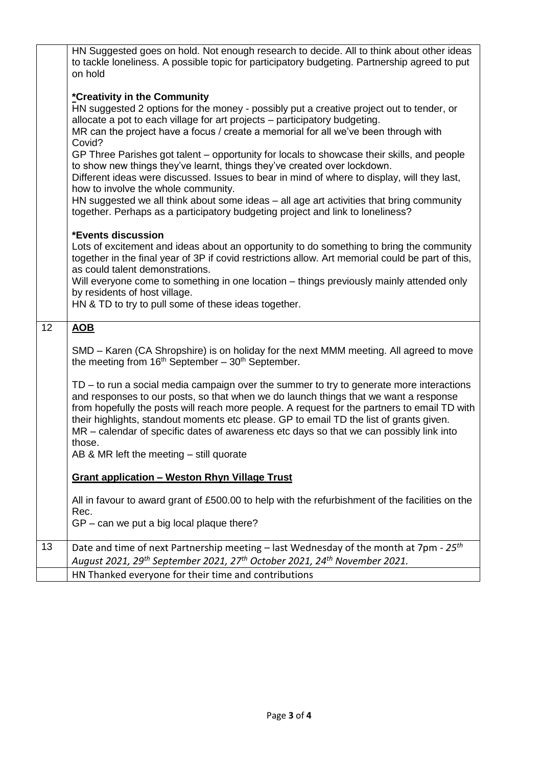| | |
|---|---|
| | HN Suggested goes on hold. Not enough research to decide. All to think about other ideas to tackle loneliness. A possible topic for participatory budgeting. Partnership agreed to put on hold<br><br>**\*Creativity in the Community**<br>HN suggested 2 options for the money - possibly put a creative project out to tender, or allocate a pot to each village for art projects – participatory budgeting.<br>MR can the project have a focus / create a memorial for all we've been through with Covid?<br>GP Three Parishes got talent – opportunity for locals to showcase their skills, and people to show new things they've learnt, things they've created over lockdown.<br>Different ideas were discussed. Issues to bear in mind of where to display, will they last, how to involve the whole community.<br>HN suggested we all think about some ideas – all age art activities that bring community together. Perhaps as a participatory budgeting project and link to loneliness?<br><br>**\*Events discussion**<br>Lots of excitement and ideas about an opportunity to do something to bring the community together in the final year of 3P if covid restrictions allow. Art memorial could be part of this, as could talent demonstrations.<br>Will everyone come to something in one location – things previously mainly attended only by residents of host village.<br>HN & TD to try to pull some of these ideas together. |
| 12 | **AOB**<br><br>SMD – Karen (CA Shropshire) is on holiday for the next MMM meeting. All agreed to move the meeting from 16th September – 30th September.<br><br>TD – to run a social media campaign over the summer to try to generate more interactions and responses to our posts, so that when we do launch things that we want a response from hopefully the posts will reach more people. A request for the partners to email TD with their highlights, standout moments etc please. GP to email TD the list of grants given.<br>MR – calendar of specific dates of awareness etc days so that we can possibly link into those.<br>AB & MR left the meeting – still quorate<br><br>**Grant application – Weston Rhyn Village Trust**<br><br>All in favour to award grant of £500.00 to help with the refurbishment of the facilities on the Rec.<br>GP – can we put a big local plaque there? |
| 13 | Date and time of next Partnership meeting – last Wednesday of the month at 7pm - *25th August 2021, 29th September 2021, 27th October 2021, 24th November 2021.* |
| | HN Thanked everyone for their time and contributions |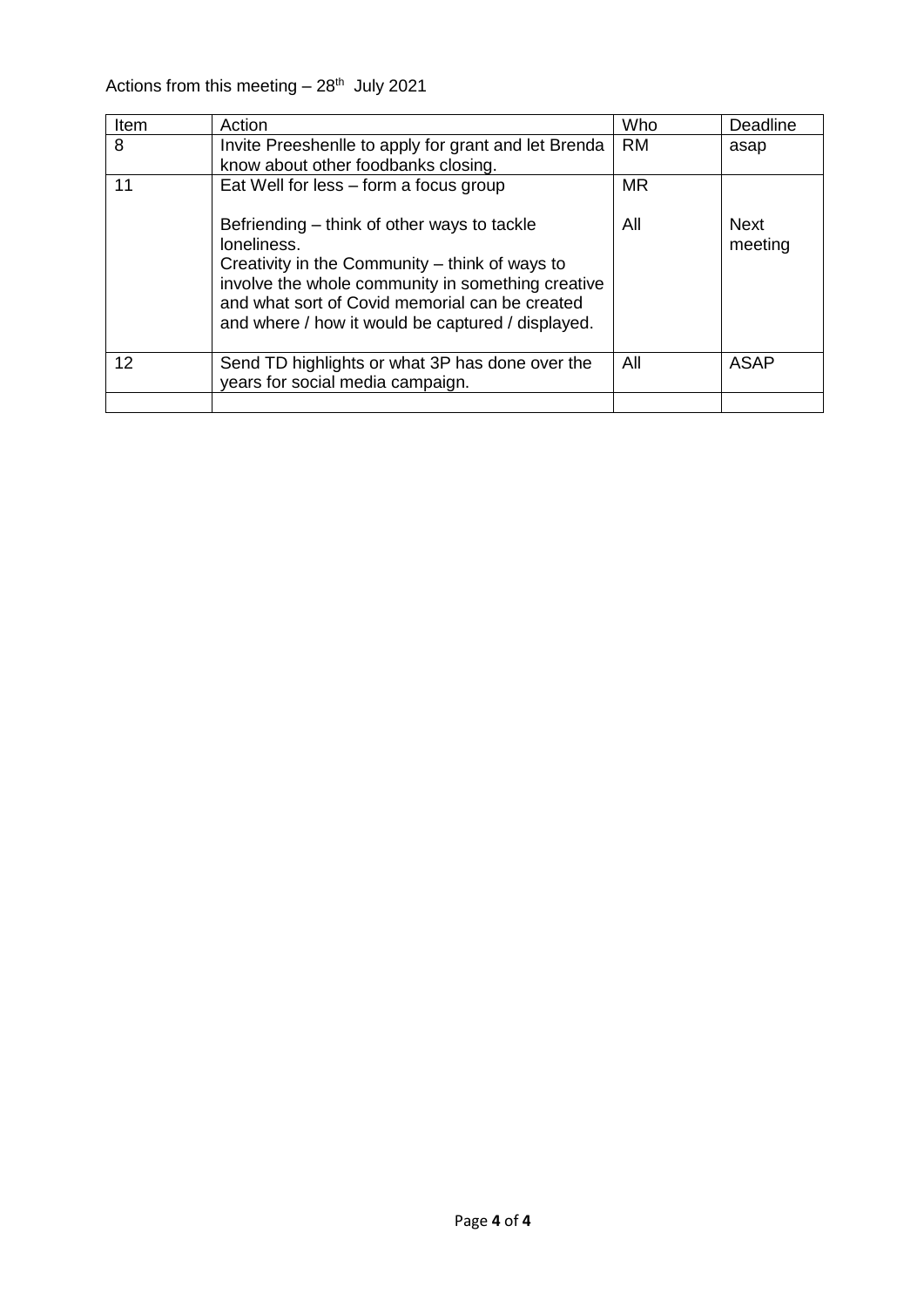Actions from this meeting – 28th July 2021

| Item | Action | Who | Deadline |
| --- | --- | --- | --- |
| 8 | Invite Preeshenlle to apply for grant and let Brenda know about other foodbanks closing. | RM | asap |
| 11 | Eat Well for less – form a focus group<br><br>Befriending – think of other ways to tackle loneliness.<br>Creativity in the Community – think of ways to involve the whole community in something creative and what sort of Covid memorial can be created and where / how it would be captured / displayed. | MR<br><br>All | <br><br>Next meeting |
| 12 | Send TD highlights or what 3P has done over the years for social media campaign. | All | ASAP |
| | | | |